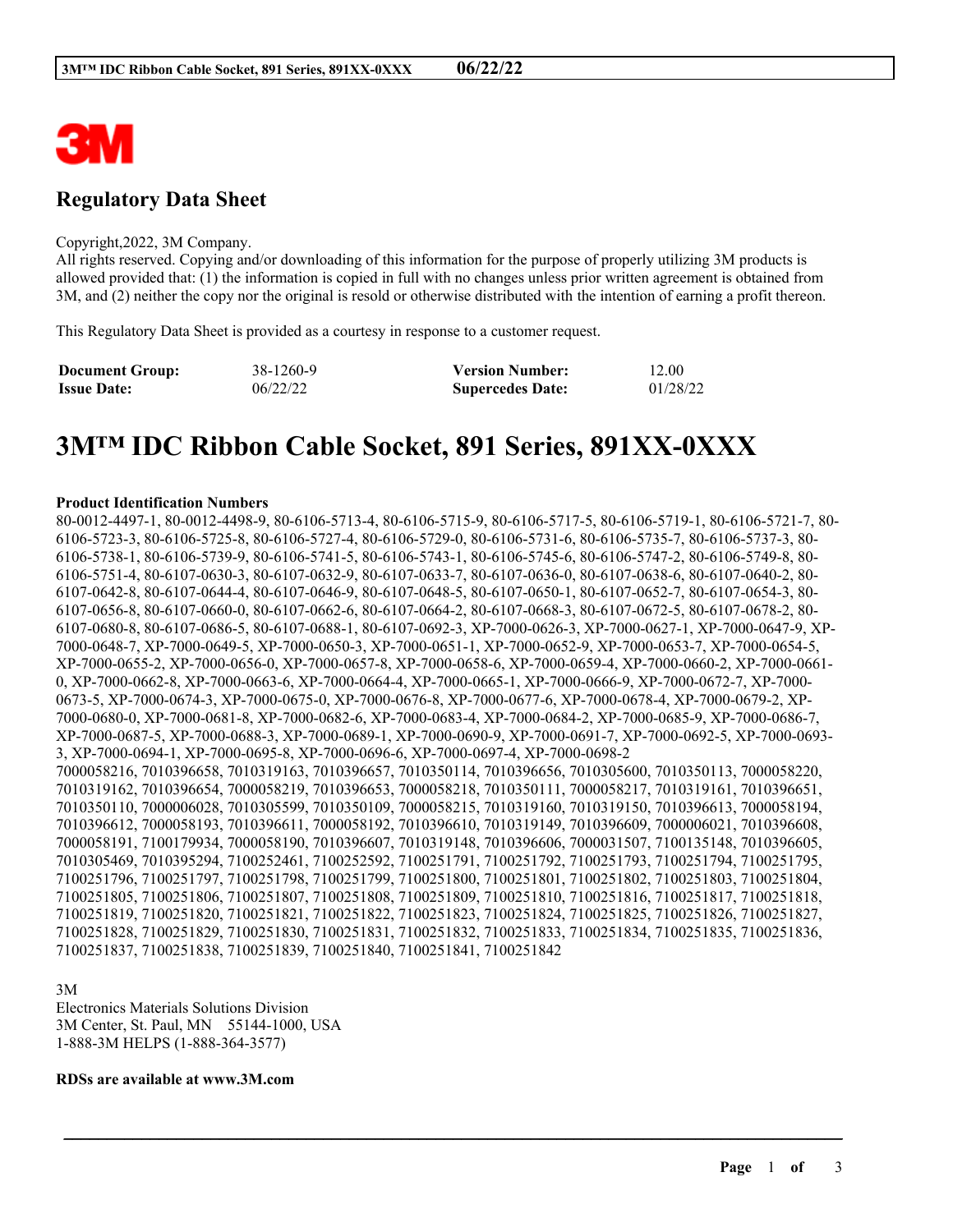## Regulatory Data Sheet

Copyright,2022, 3M Company.
All rights reserved. Copying and/or downloading of this information for the purpose of properly utilizing 3M products is allowed provided that: (1) the information is copied in full with no changes unless prior written agreement is obtained from 3M, and (2) neither the copy nor the original is resold or otherwise distributed with the intention of earning a profit thereon.

This Regulatory Data Sheet is provided as a courtesy in response to a customer request.

| | | | |
|---|---|---|---|
| **Document Group:** | 38-1260-9 | **Version Number:** | 12.00 |
| **Issue Date:** | 06/22/22 | **Supercedes Date:** | 01/28/22 |

# 3M™ IDC Ribbon Cable Socket, 891 Series, 891XX-0XXX

**Product Identification Numbers**

80-0012-4497-1, 80-0012-4498-9, 80-6106-5713-4, 80-6106-5715-9, 80-6106-5717-5, 80-6106-5719-1, 80-6106-5721-7, 80-6106-5723-3, 80-6106-5725-8, 80-6106-5727-4, 80-6106-5729-0, 80-6106-5731-6, 80-6106-5735-7, 80-6106-5737-3, 80-6106-5738-1, 80-6106-5739-9, 80-6106-5741-5, 80-6106-5743-1, 80-6106-5745-6, 80-6106-5747-2, 80-6106-5749-8, 80-6106-5751-4, 80-6107-0630-3, 80-6107-0632-9, 80-6107-0633-7, 80-6107-0636-0, 80-6107-0638-6, 80-6107-0640-2, 80-6107-0642-8, 80-6107-0644-4, 80-6107-0646-9, 80-6107-0648-5, 80-6107-0650-1, 80-6107-0652-7, 80-6107-0654-3, 80-6107-0656-8, 80-6107-0660-0, 80-6107-0662-6, 80-6107-0664-2, 80-6107-0668-3, 80-6107-0672-5, 80-6107-0678-2, 80-6107-0680-8, 80-6107-0686-5, 80-6107-0688-1, 80-6107-0692-3, XP-7000-0626-3, XP-7000-0627-1, XP-7000-0647-9, XP-7000-0648-7, XP-7000-0649-5, XP-7000-0650-3, XP-7000-0651-1, XP-7000-0652-9, XP-7000-0653-7, XP-7000-0654-5, XP-7000-0655-2, XP-7000-0656-0, XP-7000-0657-8, XP-7000-0658-6, XP-7000-0659-4, XP-7000-0660-2, XP-7000-0661-0, XP-7000-0662-8, XP-7000-0663-6, XP-7000-0664-4, XP-7000-0665-1, XP-7000-0666-9, XP-7000-0672-7, XP-7000-0673-5, XP-7000-0674-3, XP-7000-0675-0, XP-7000-0676-8, XP-7000-0677-6, XP-7000-0678-4, XP-7000-0679-2, XP-7000-0680-0, XP-7000-0681-8, XP-7000-0682-6, XP-7000-0683-4, XP-7000-0684-2, XP-7000-0685-9, XP-7000-0686-7, XP-7000-0687-5, XP-7000-0688-3, XP-7000-0689-1, XP-7000-0690-9, XP-7000-0691-7, XP-7000-0692-5, XP-7000-0693-3, XP-7000-0694-1, XP-7000-0695-8, XP-7000-0696-6, XP-7000-0697-4, XP-7000-0698-2
7000058216, 7010396658, 7010319163, 7010396657, 7010350114, 7010396656, 7010305600, 7010350113, 7000058220, 7010319162, 7010396654, 7000058219, 7010396653, 7000058218, 7010350111, 7000058217, 7010319161, 7010396651, 7010350110, 7000006028, 7010305599, 7010350109, 7000058215, 7010319160, 7010319150, 7010396613, 7000058194, 7010396612, 7000058193, 7010396611, 7000058192, 7010396610, 7010319149, 7010396609, 7000006021, 7010396608, 7000058191, 7100179934, 7000058190, 7010396607, 7010319148, 7010396606, 7000031507, 7100135148, 7010396605, 7010305469, 7010395294, 7100252461, 7100252592, 7100251791, 7100251792, 7100251793, 7100251794, 7100251795, 7100251796, 7100251797, 7100251798, 7100251799, 7100251800, 7100251801, 7100251802, 7100251803, 7100251804, 7100251805, 7100251806, 7100251807, 7100251808, 7100251809, 7100251810, 7100251816, 7100251817, 7100251818, 7100251819, 7100251820, 7100251821, 7100251822, 7100251823, 7100251824, 7100251825, 7100251826, 7100251827, 7100251828, 7100251829, 7100251830, 7100251831, 7100251832, 7100251833, 7100251834, 7100251835, 7100251836, 7100251837, 7100251838, 7100251839, 7100251840, 7100251841, 7100251842

3M
Electronics Materials Solutions Division
3M Center, St. Paul, MN 55144-1000, USA
1-888-3M HELPS (1-888-364-3577)

**RDSs are available at www.3M.com**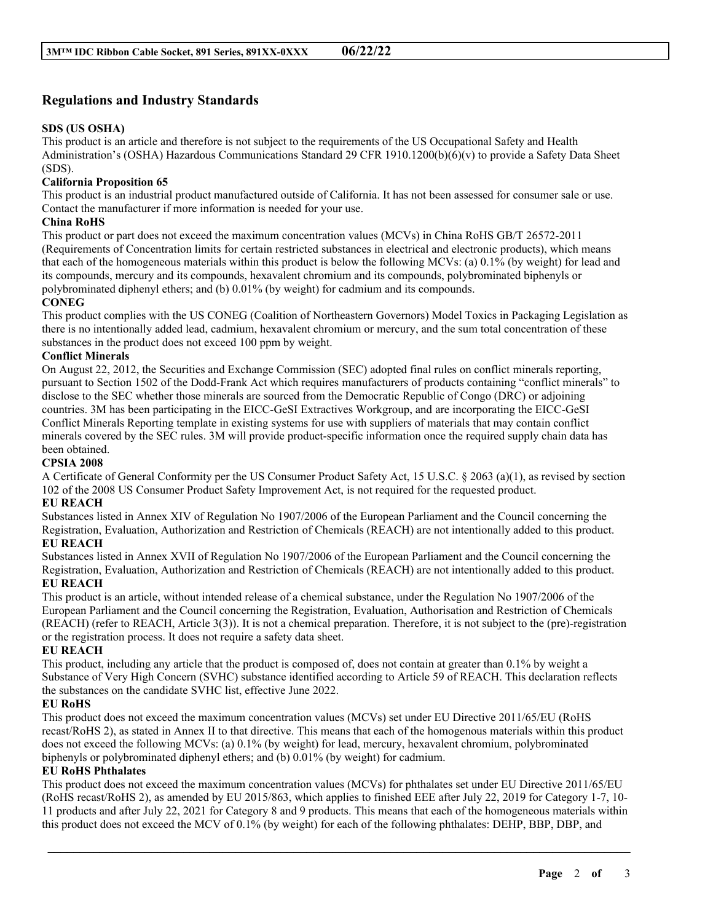## Regulations and Industry Standards

**SDS (US OSHA)**

This product is an article and therefore is not subject to the requirements of the US Occupational Safety and Health Administration's (OSHA) Hazardous Communications Standard 29 CFR 1910.1200(b)(6)(v) to provide a Safety Data Sheet (SDS).

**California Proposition 65**

This product is an industrial product manufactured outside of California. It has not been assessed for consumer sale or use. Contact the manufacturer if more information is needed for your use.

**China RoHS**

This product or part does not exceed the maximum concentration values (MCVs) in China RoHS GB/T 26572-2011 (Requirements of Concentration limits for certain restricted substances in electrical and electronic products), which means that each of the homogeneous materials within this product is below the following MCVs: (a) 0.1% (by weight) for lead and its compounds, mercury and its compounds, hexavalent chromium and its compounds, polybrominated biphenyls or polybrominated diphenyl ethers; and (b) 0.01% (by weight) for cadmium and its compounds.

**CONEG**

This product complies with the US CONEG (Coalition of Northeastern Governors) Model Toxics in Packaging Legislation as there is no intentionally added lead, cadmium, hexavalent chromium or mercury, and the sum total concentration of these substances in the product does not exceed 100 ppm by weight.

**Conflict Minerals**

On August 22, 2012, the Securities and Exchange Commission (SEC) adopted final rules on conflict minerals reporting, pursuant to Section 1502 of the Dodd-Frank Act which requires manufacturers of products containing "conflict minerals" to disclose to the SEC whether those minerals are sourced from the Democratic Republic of Congo (DRC) or adjoining countries. 3M has been participating in the EICC-GeSI Extractives Workgroup, and are incorporating the EICC-GeSI Conflict Minerals Reporting template in existing systems for use with suppliers of materials that may contain conflict minerals covered by the SEC rules. 3M will provide product-specific information once the required supply chain data has been obtained.

**CPSIA 2008**

A Certificate of General Conformity per the US Consumer Product Safety Act, 15 U.S.C. § 2063 (a)(1), as revised by section 102 of the 2008 US Consumer Product Safety Improvement Act, is not required for the requested product.

**EU REACH**

Substances listed in Annex XIV of Regulation No 1907/2006 of the European Parliament and the Council concerning the Registration, Evaluation, Authorization and Restriction of Chemicals (REACH) are not intentionally added to this product.

**EU REACH**

Substances listed in Annex XVII of Regulation No 1907/2006 of the European Parliament and the Council concerning the Registration, Evaluation, Authorization and Restriction of Chemicals (REACH) are not intentionally added to this product.

**EU REACH**

This product is an article, without intended release of a chemical substance, under the Regulation No 1907/2006 of the European Parliament and the Council concerning the Registration, Evaluation, Authorisation and Restriction of Chemicals (REACH) (refer to REACH, Article 3(3)). It is not a chemical preparation. Therefore, it is not subject to the (pre)-registration or the registration process. It does not require a safety data sheet.

**EU REACH**

This product, including any article that the product is composed of, does not contain at greater than 0.1% by weight a Substance of Very High Concern (SVHC) substance identified according to Article 59 of REACH. This declaration reflects the substances on the candidate SVHC list, effective June 2022.

**EU RoHS**

This product does not exceed the maximum concentration values (MCVs) set under EU Directive 2011/65/EU (RoHS recast/RoHS 2), as stated in Annex II to that directive. This means that each of the homogenous materials within this product does not exceed the following MCVs: (a) 0.1% (by weight) for lead, mercury, hexavalent chromium, polybrominated biphenyls or polybrominated diphenyl ethers; and (b) 0.01% (by weight) for cadmium.

**EU RoHS Phthalates**

This product does not exceed the maximum concentration values (MCVs) for phthalates set under EU Directive 2011/65/EU (RoHS recast/RoHS 2), as amended by EU 2015/863, which applies to finished EEE after July 22, 2019 for Category 1-7, 10-11 products and after July 22, 2021 for Category 8 and 9 products. This means that each of the homogeneous materials within this product does not exceed the MCV of 0.1% (by weight) for each of the following phthalates: DEHP, BBP, DBP, and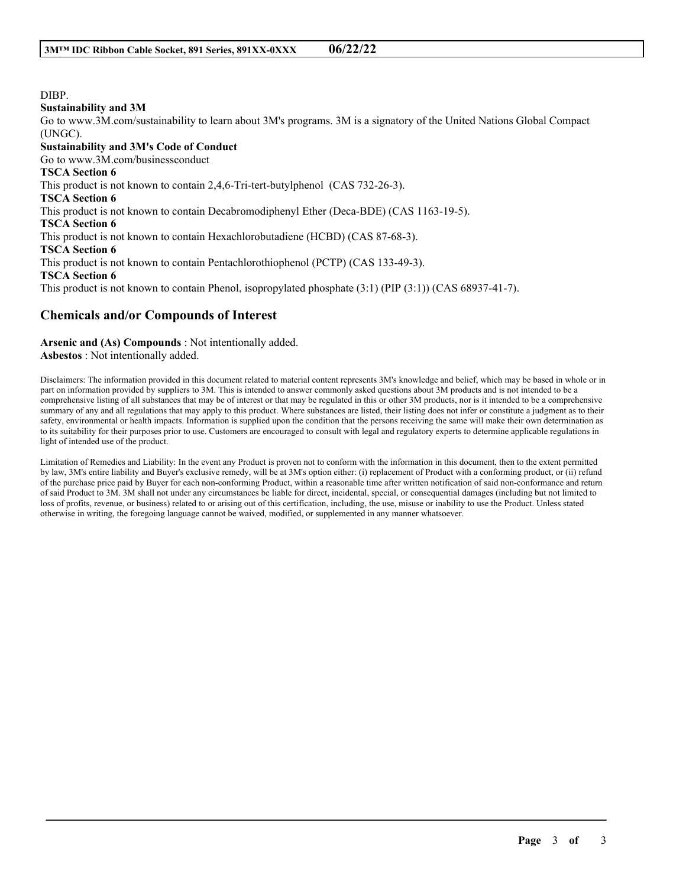DIBP.

**Sustainability and 3M**

Go to www.3M.com/sustainability to learn about 3M's programs. 3M is a signatory of the United Nations Global Compact (UNGC).

**Sustainability and 3M's Code of Conduct**

Go to www.3M.com/businessconduct

**TSCA Section 6**

This product is not known to contain 2,4,6-Tri-tert-butylphenol (CAS 732-26-3).

**TSCA Section 6**

This product is not known to contain Decabromodiphenyl Ether (Deca-BDE) (CAS 1163-19-5).

**TSCA Section 6**

This product is not known to contain Hexachlorobutadiene (HCBD) (CAS 87-68-3).

**TSCA Section 6**

This product is not known to contain Pentachlorothiophenol (PCTP) (CAS 133-49-3).

**TSCA Section 6**

This product is not known to contain Phenol, isopropylated phosphate (3:1) (PIP (3:1)) (CAS 68937-41-7).

## Chemicals and/or Compounds of Interest

**Arsenic and (As) Compounds** : Not intentionally added.
**Asbestos** : Not intentionally added.

Disclaimers: The information provided in this document related to material content represents 3M's knowledge and belief, which may be based in whole or in part on information provided by suppliers to 3M. This is intended to answer commonly asked questions about 3M products and is not intended to be a comprehensive listing of all substances that may be of interest or that may be regulated in this or other 3M products, nor is it intended to be a comprehensive summary of any and all regulations that may apply to this product. Where substances are listed, their listing does not infer or constitute a judgment as to their safety, environmental or health impacts. Information is supplied upon the condition that the persons receiving the same will make their own determination as to its suitability for their purposes prior to use. Customers are encouraged to consult with legal and regulatory experts to determine applicable regulations in light of intended use of the product.

Limitation of Remedies and Liability: In the event any Product is proven not to conform with the information in this document, then to the extent permitted by law, 3M's entire liability and Buyer's exclusive remedy, will be at 3M's option either: (i) replacement of Product with a conforming product, or (ii) refund of the purchase price paid by Buyer for each non-conforming Product, within a reasonable time after written notification of said non-conformance and return of said Product to 3M. 3M shall not under any circumstances be liable for direct, incidental, special, or consequential damages (including but not limited to loss of profits, revenue, or business) related to or arising out of this certification, including, the use, misuse or inability to use the Product. Unless stated otherwise in writing, the foregoing language cannot be waived, modified, or supplemented in any manner whatsoever.